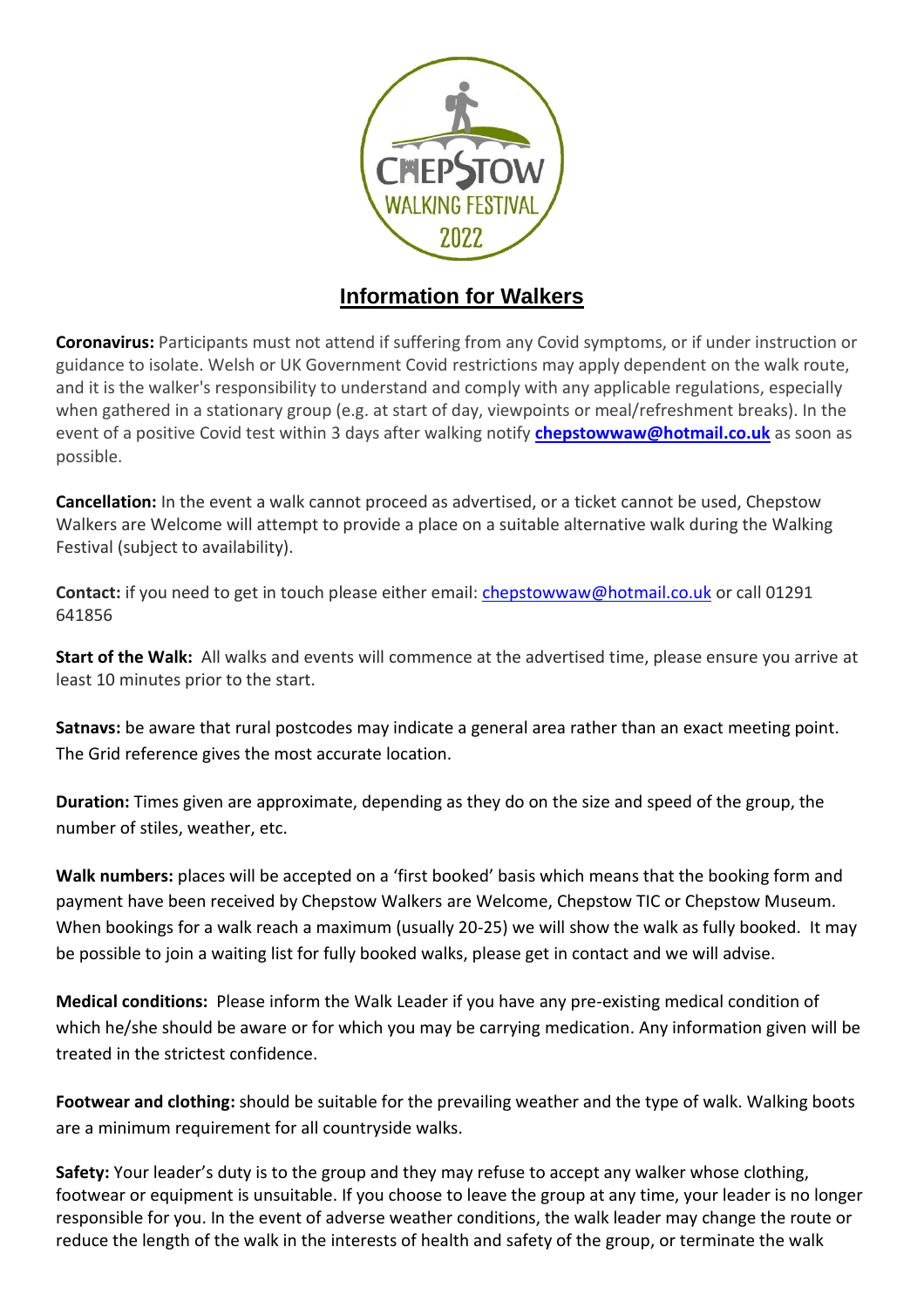# Information for Walkers

**Coronavirus:** Participants must not attend if suffering from any Covid symptoms, or if under instruction or guidance to isolate. Welsh or UK Government Covid restrictions may apply dependent on the walk route, and it is the walker's responsibility to understand and comply with any applicable regulations, especially when gathered in a stationary group (e.g. at start of day, viewpoints or meal/refreshment breaks). In the event of a positive Covid test within 3 days after walking notify **chepstowwaw@hotmail.co.uk** as soon as possible.

**Cancellation:** In the event a walk cannot proceed as advertised, or a ticket cannot be used, Chepstow Walkers are Welcome will attempt to provide a place on a suitable alternative walk during the Walking Festival (subject to availability).

**Contact:** if you need to get in touch please either email: chepstowwaw@hotmail.co.uk or call 01291 641856

**Start of the Walk:** All walks and events will commence at the advertised time, please ensure you arrive at least 10 minutes prior to the start.

**Satnavs:** be aware that rural postcodes may indicate a general area rather than an exact meeting point. The Grid reference gives the most accurate location.

**Duration:** Times given are approximate, depending as they do on the size and speed of the group, the number of stiles, weather, etc.

**Walk numbers:** places will be accepted on a 'first booked' basis which means that the booking form and payment have been received by Chepstow Walkers are Welcome, Chepstow TIC or Chepstow Museum. When bookings for a walk reach a maximum (usually 20-25) we will show the walk as fully booked. It may be possible to join a waiting list for fully booked walks, please get in contact and we will advise.

**Medical conditions:** Please inform the Walk Leader if you have any pre-existing medical condition of which he/she should be aware or for which you may be carrying medication. Any information given will be treated in the strictest confidence.

**Footwear and clothing:** should be suitable for the prevailing weather and the type of walk. Walking boots are a minimum requirement for all countryside walks.

**Safety:** Your leader's duty is to the group and they may refuse to accept any walker whose clothing, footwear or equipment is unsuitable. If you choose to leave the group at any time, your leader is no longer responsible for you. In the event of adverse weather conditions, the walk leader may change the route or reduce the length of the walk in the interests of health and safety of the group, or terminate the walk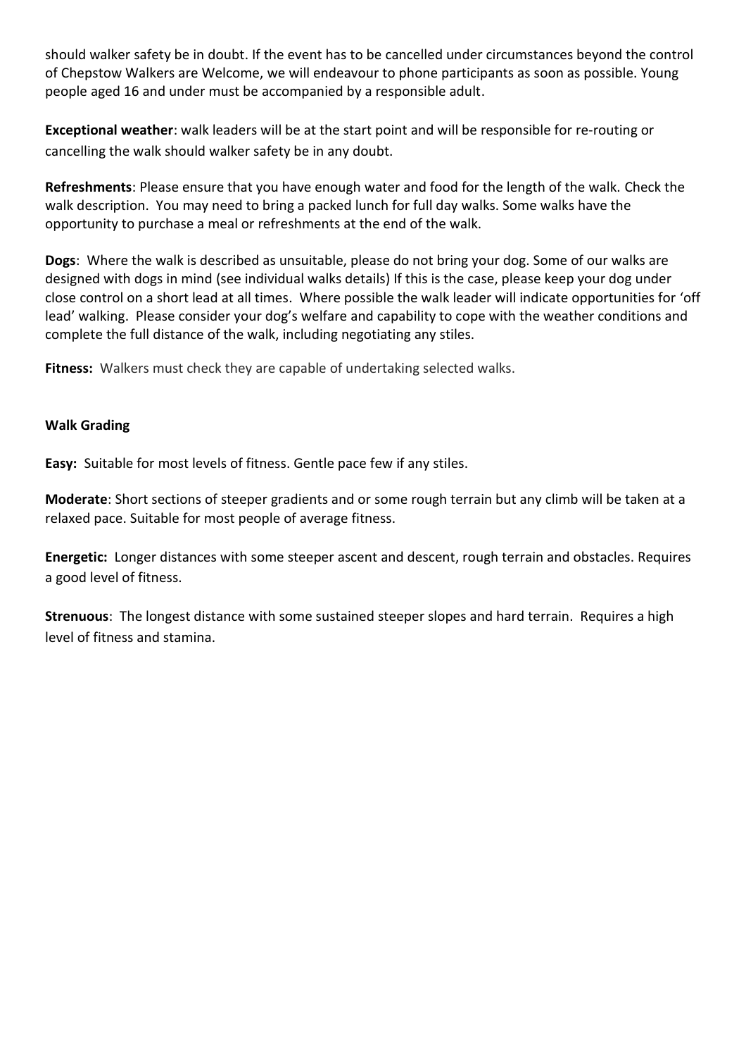should walker safety be in doubt. If the event has to be cancelled under circumstances beyond the control of Chepstow Walkers are Welcome, we will endeavour to phone participants as soon as possible. Young people aged 16 and under must be accompanied by a responsible adult.

**Exceptional weather**: walk leaders will be at the start point and will be responsible for re-routing or cancelling the walk should walker safety be in any doubt.

**Refreshments**: Please ensure that you have enough water and food for the length of the walk. Check the walk description. You may need to bring a packed lunch for full day walks. Some walks have the opportunity to purchase a meal or refreshments at the end of the walk.

**Dogs**: Where the walk is described as unsuitable, please do not bring your dog. Some of our walks are designed with dogs in mind (see individual walks details) If this is the case, please keep your dog under close control on a short lead at all times. Where possible the walk leader will indicate opportunities for 'off lead' walking. Please consider your dog's welfare and capability to cope with the weather conditions and complete the full distance of the walk, including negotiating any stiles.

**Fitness:** Walkers must check they are capable of undertaking selected walks.

**Walk Grading**

**Easy:** Suitable for most levels of fitness. Gentle pace few if any stiles.

**Moderate**: Short sections of steeper gradients and or some rough terrain but any climb will be taken at a relaxed pace. Suitable for most people of average fitness.

**Energetic:** Longer distances with some steeper ascent and descent, rough terrain and obstacles. Requires a good level of fitness.

**Strenuous**: The longest distance with some sustained steeper slopes and hard terrain. Requires a high level of fitness and stamina.